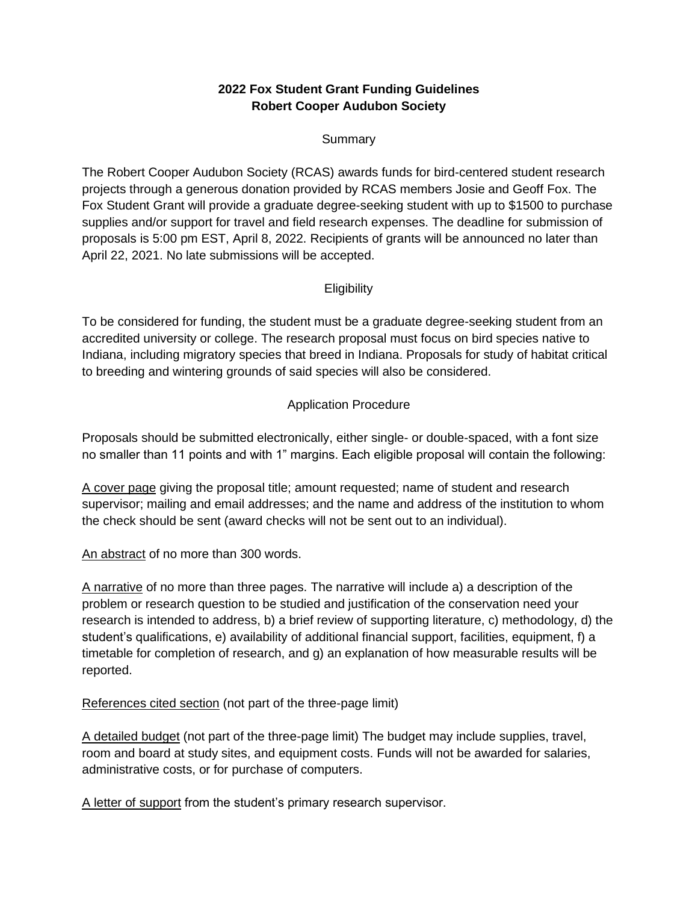# 2022 Fox Student Grant Funding Guidelines
# Robert Cooper Audubon Society

## Summary

The Robert Cooper Audubon Society (RCAS) awards funds for bird-centered student research projects through a generous donation provided by RCAS members Josie and Geoff Fox. The Fox Student Grant will provide a graduate degree-seeking student with up to $1500 to purchase supplies and/or support for travel and field research expenses. The deadline for submission of proposals is 5:00 pm EST, April 8, 2022. Recipients of grants will be announced no later than April 22, 2021. No late submissions will be accepted.

## Eligibility

To be considered for funding, the student must be a graduate degree-seeking student from an accredited university or college. The research proposal must focus on bird species native to Indiana, including migratory species that breed in Indiana. Proposals for study of habitat critical to breeding and wintering grounds of said species will also be considered.

## Application Procedure

Proposals should be submitted electronically, either single- or double-spaced, with a font size no smaller than 11 points and with 1" margins. Each eligible proposal will contain the following:

<u>A cover page</u> giving the proposal title; amount requested; name of student and research supervisor; mailing and email addresses; and the name and address of the institution to whom the check should be sent (award checks will not be sent out to an individual).

<u>An abstract</u> of no more than 300 words.

<u>A narrative</u> of no more than three pages. The narrative will include a) a description of the problem or research question to be studied and justification of the conservation need your research is intended to address, b) a brief review of supporting literature, c) methodology, d) the student's qualifications, e) availability of additional financial support, facilities, equipment, f) a timetable for completion of research, and g) an explanation of how measurable results will be reported.

<u>References cited section</u> (not part of the three-page limit)

<u>A detailed budget</u> (not part of the three-page limit) The budget may include supplies, travel, room and board at study sites, and equipment costs. Funds will not be awarded for salaries, administrative costs, or for purchase of computers.

<u>A letter of support</u> from the student's primary research supervisor.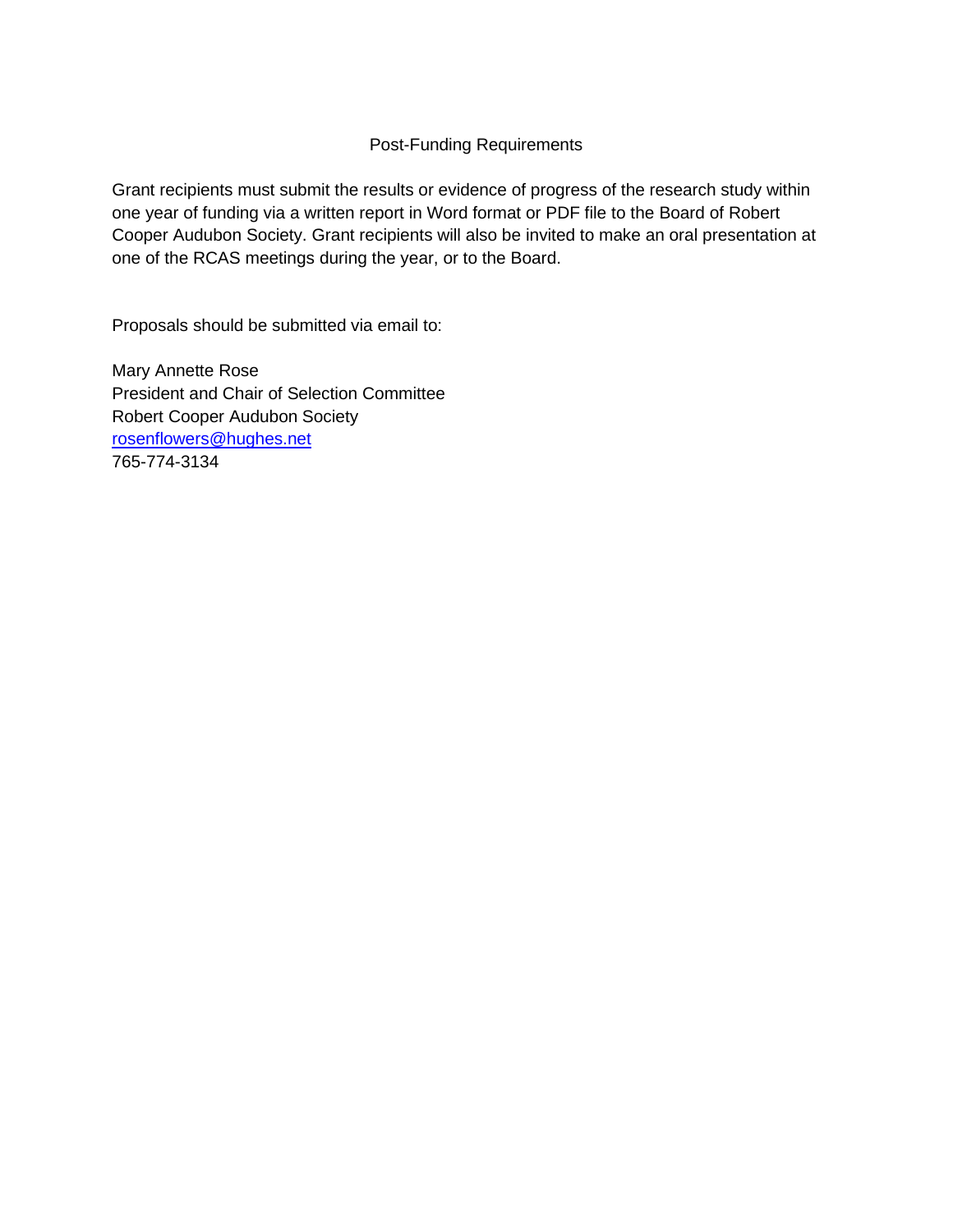## Post-Funding Requirements

Grant recipients must submit the results or evidence of progress of the research study within one year of funding via a written report in Word format or PDF file to the Board of Robert Cooper Audubon Society. Grant recipients will also be invited to make an oral presentation at one of the RCAS meetings during the year, or to the Board.

Proposals should be submitted via email to:

Mary Annette Rose  
President and Chair of Selection Committee  
Robert Cooper Audubon Society  
rosenflowers@hughes.net  
765-774-3134